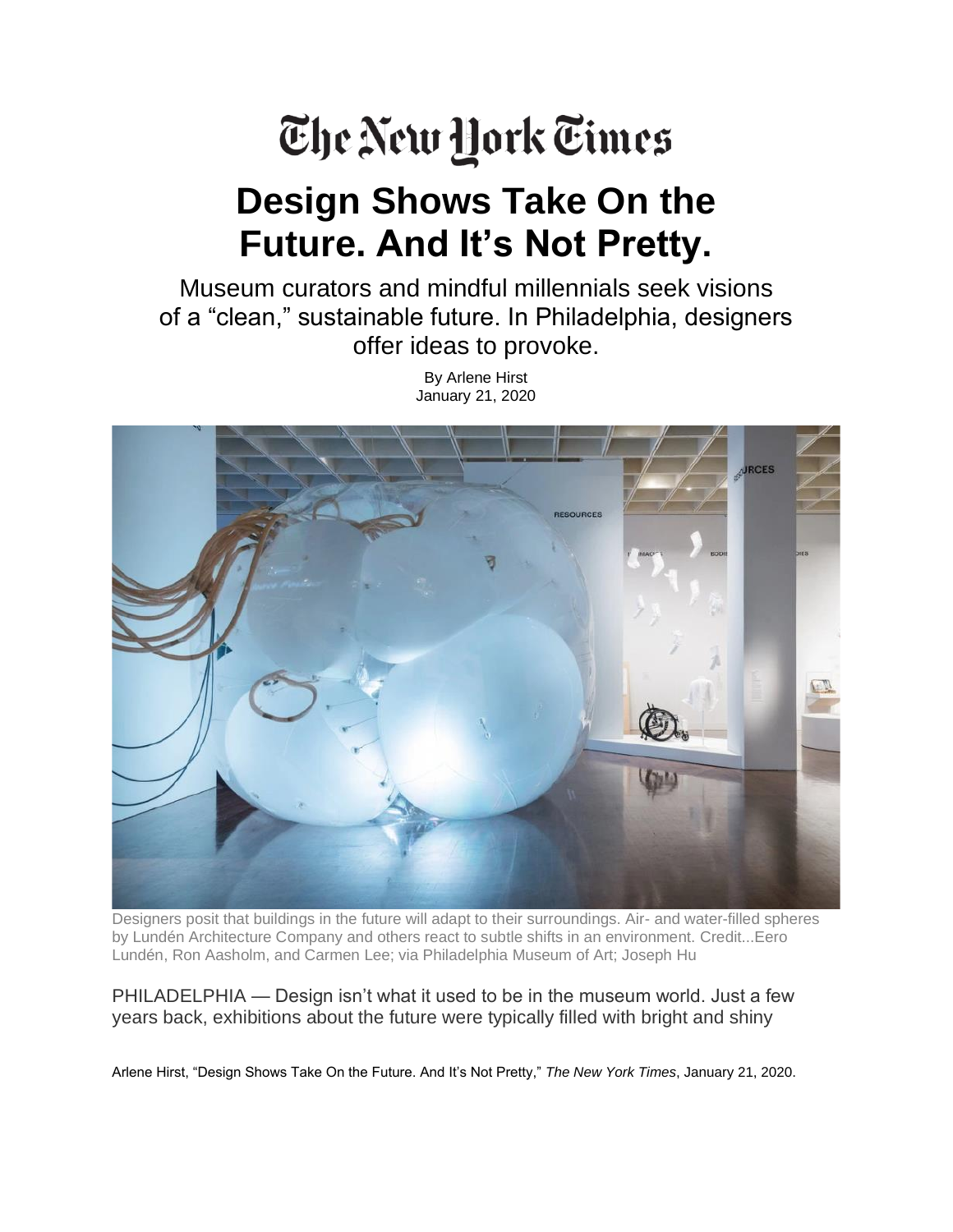# The New York Times

# Design Shows Take On the Future. And It's Not Pretty.

Museum curators and mindful millennials seek visions of a "clean," sustainable future. In Philadelphia, designers offer ideas to provoke.

By Arlene Hirst
January 21, 2020

Designers posit that buildings in the future will adapt to their surroundings. Air- and water-filled spheres by Lundén Architecture Company and others react to subtle shifts in an environment. Credit...Eero Lundén, Ron Aasholm, and Carmen Lee; via Philadelphia Museum of Art; Joseph Hu

PHILADELPHIA — Design isn't what it used to be in the museum world. Just a few years back, exhibitions about the future were typically filled with bright and shiny

Arlene Hirst, "Design Shows Take On the Future. And It's Not Pretty," *The New York Times*, January 21, 2020.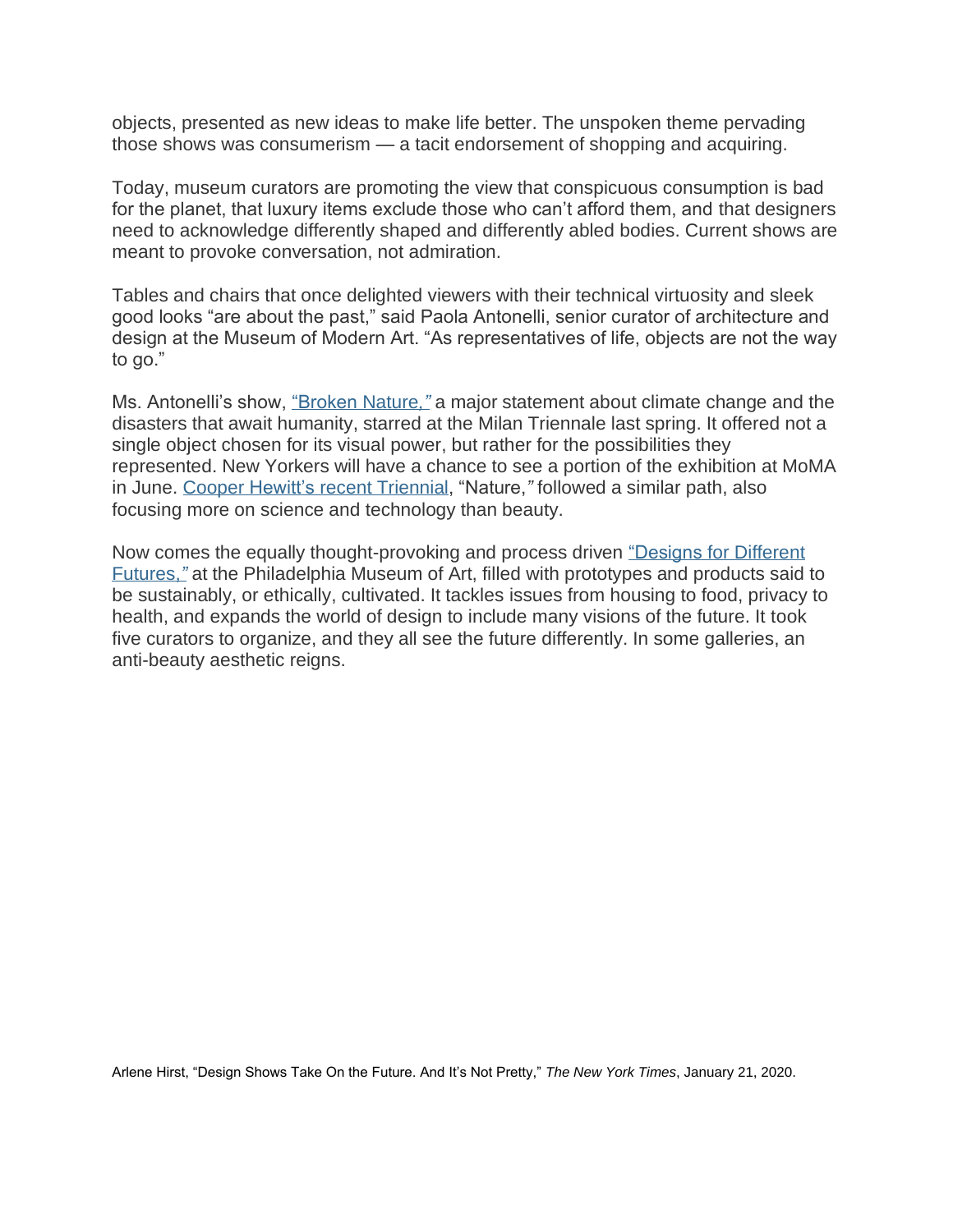objects, presented as new ideas to make life better. The unspoken theme pervading those shows was consumerism — a tacit endorsement of shopping and acquiring.

Today, museum curators are promoting the view that conspicuous consumption is bad for the planet, that luxury items exclude those who can't afford them, and that designers need to acknowledge differently shaped and differently abled bodies. Current shows are meant to provoke conversation, not admiration.

Tables and chairs that once delighted viewers with their technical virtuosity and sleek good looks "are about the past," said Paola Antonelli, senior curator of architecture and design at the Museum of Modern Art. "As representatives of life, objects are not the way to go."

Ms. Antonelli's show, "Broken Nature," a major statement about climate change and the disasters that await humanity, starred at the Milan Triennale last spring. It offered not a single object chosen for its visual power, but rather for the possibilities they represented. New Yorkers will have a chance to see a portion of the exhibition at MoMA in June. Cooper Hewitt's recent Triennial, "Nature," followed a similar path, also focusing more on science and technology than beauty.

Now comes the equally thought-provoking and process driven "Designs for Different Futures," at the Philadelphia Museum of Art, filled with prototypes and products said to be sustainably, or ethically, cultivated. It tackles issues from housing to food, privacy to health, and expands the world of design to include many visions of the future. It took five curators to organize, and they all see the future differently. In some galleries, an anti-beauty aesthetic reigns.

Arlene Hirst, "Design Shows Take On the Future. And It's Not Pretty," *The New York Times*, January 21, 2020.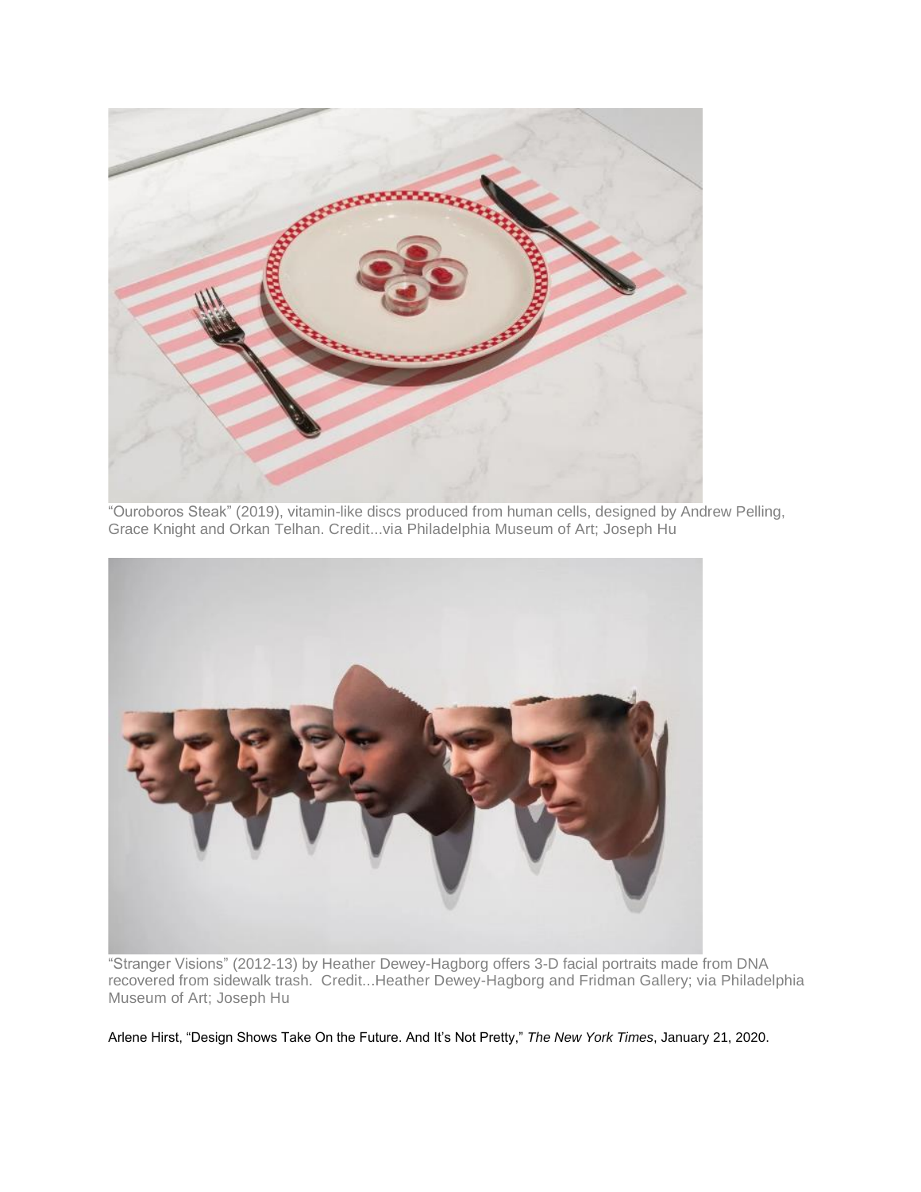"Ouroboros Steak" (2019), vitamin-like discs produced from human cells, designed by Andrew Pelling, Grace Knight and Orkan Telhan. Credit...via Philadelphia Museum of Art; Joseph Hu

"Stranger Visions" (2012-13) by Heather Dewey-Hagborg offers 3-D facial portraits made from DNA recovered from sidewalk trash. Credit...Heather Dewey-Hagborg and Fridman Gallery; via Philadelphia Museum of Art; Joseph Hu

Arlene Hirst, "Design Shows Take On the Future. And It's Not Pretty," *The New York Times*, January 21, 2020.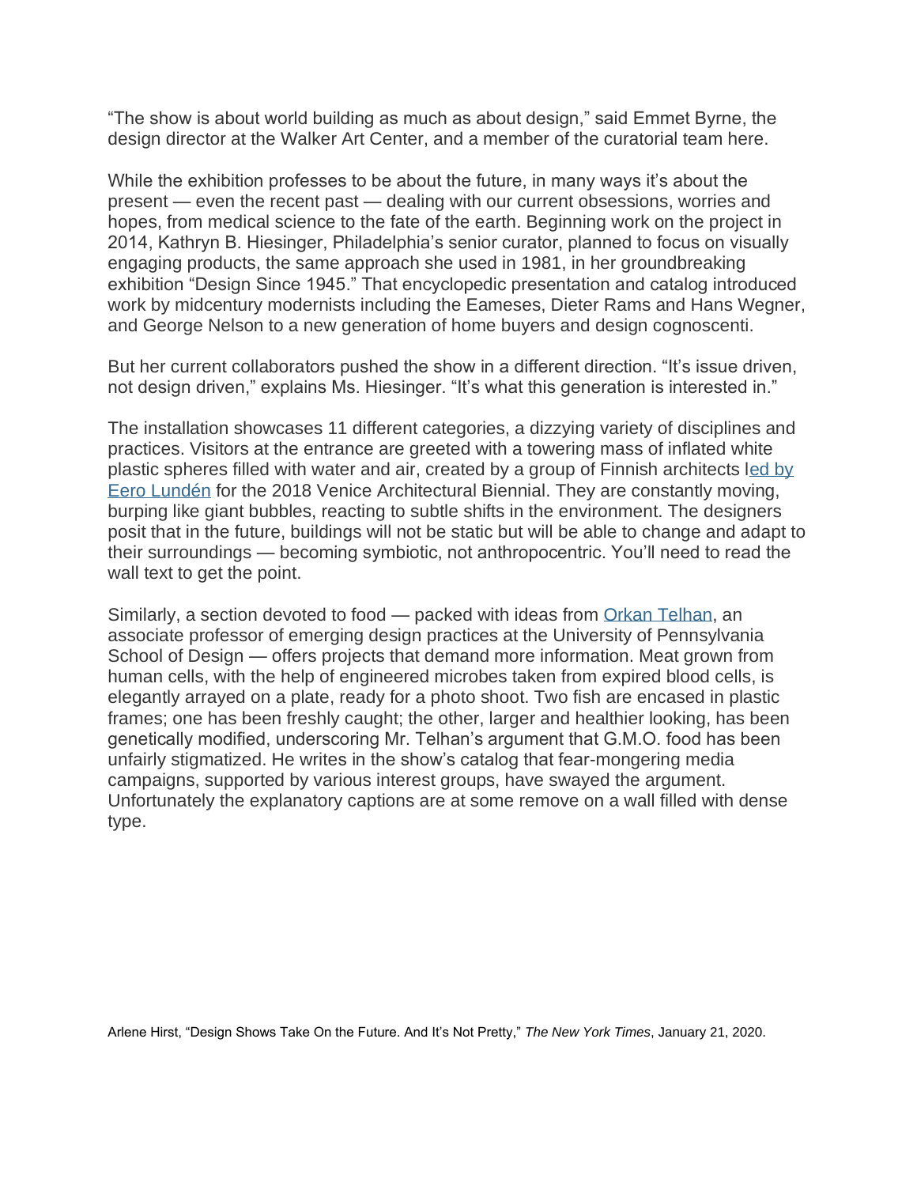"The show is about world building as much as about design," said Emmet Byrne, the design director at the Walker Art Center, and a member of the curatorial team here.

While the exhibition professes to be about the future, in many ways it's about the present — even the recent past — dealing with our current obsessions, worries and hopes, from medical science to the fate of the earth. Beginning work on the project in 2014, Kathryn B. Hiesinger, Philadelphia's senior curator, planned to focus on visually engaging products, the same approach she used in 1981, in her groundbreaking exhibition "Design Since 1945." That encyclopedic presentation and catalog introduced work by midcentury modernists including the Eameses, Dieter Rams and Hans Wegner, and George Nelson to a new generation of home buyers and design cognoscenti.

But her current collaborators pushed the show in a different direction. "It's issue driven, not design driven," explains Ms. Hiesinger. "It's what this generation is interested in."

The installation showcases 11 different categories, a dizzying variety of disciplines and practices. Visitors at the entrance are greeted with a towering mass of inflated white plastic spheres filled with water and air, created by a group of Finnish architects led by Eero Lundén for the 2018 Venice Architectural Biennial. They are constantly moving, burping like giant bubbles, reacting to subtle shifts in the environment. The designers posit that in the future, buildings will not be static but will be able to change and adapt to their surroundings — becoming symbiotic, not anthropocentric. You'll need to read the wall text to get the point.

Similarly, a section devoted to food — packed with ideas from Orkan Telhan, an associate professor of emerging design practices at the University of Pennsylvania School of Design — offers projects that demand more information. Meat grown from human cells, with the help of engineered microbes taken from expired blood cells, is elegantly arrayed on a plate, ready for a photo shoot. Two fish are encased in plastic frames; one has been freshly caught; the other, larger and healthier looking, has been genetically modified, underscoring Mr. Telhan's argument that G.M.O. food has been unfairly stigmatized. He writes in the show's catalog that fear-mongering media campaigns, supported by various interest groups, have swayed the argument. Unfortunately the explanatory captions are at some remove on a wall filled with dense type.

Arlene Hirst, "Design Shows Take On the Future. And It's Not Pretty," *The New York Times*, January 21, 2020.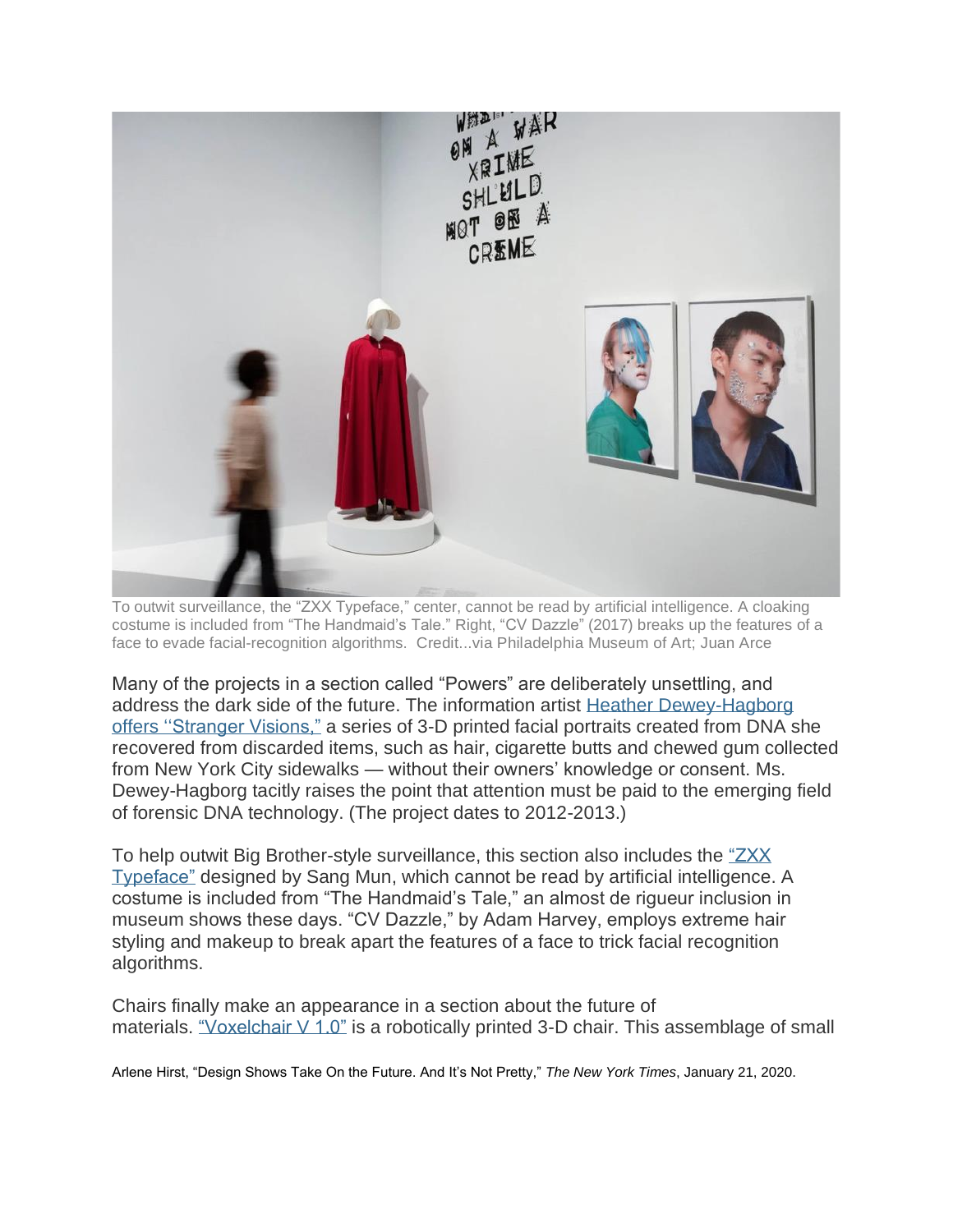To outwit surveillance, the "ZXX Typeface," center, cannot be read by artificial intelligence. A cloaking costume is included from "The Handmaid's Tale." Right, "CV Dazzle" (2017) breaks up the features of a face to evade facial-recognition algorithms. Credit...via Philadelphia Museum of Art; Juan Arce

Many of the projects in a section called "Powers" are deliberately unsettling, and address the dark side of the future. The information artist Heather Dewey-Hagborg offers ''Stranger Visions," a series of 3-D printed facial portraits created from DNA she recovered from discarded items, such as hair, cigarette butts and chewed gum collected from New York City sidewalks — without their owners' knowledge or consent. Ms. Dewey-Hagborg tacitly raises the point that attention must be paid to the emerging field of forensic DNA technology. (The project dates to 2012-2013.)

To help outwit Big Brother-style surveillance, this section also includes the "ZXX Typeface" designed by Sang Mun, which cannot be read by artificial intelligence. A costume is included from "The Handmaid's Tale," an almost de rigueur inclusion in museum shows these days. "CV Dazzle," by Adam Harvey, employs extreme hair styling and makeup to break apart the features of a face to trick facial recognition algorithms.

Chairs finally make an appearance in a section about the future of materials. "Voxelchair V 1.0" is a robotically printed 3-D chair. This assemblage of small

Arlene Hirst, "Design Shows Take On the Future. And It's Not Pretty," *The New York Times*, January 21, 2020.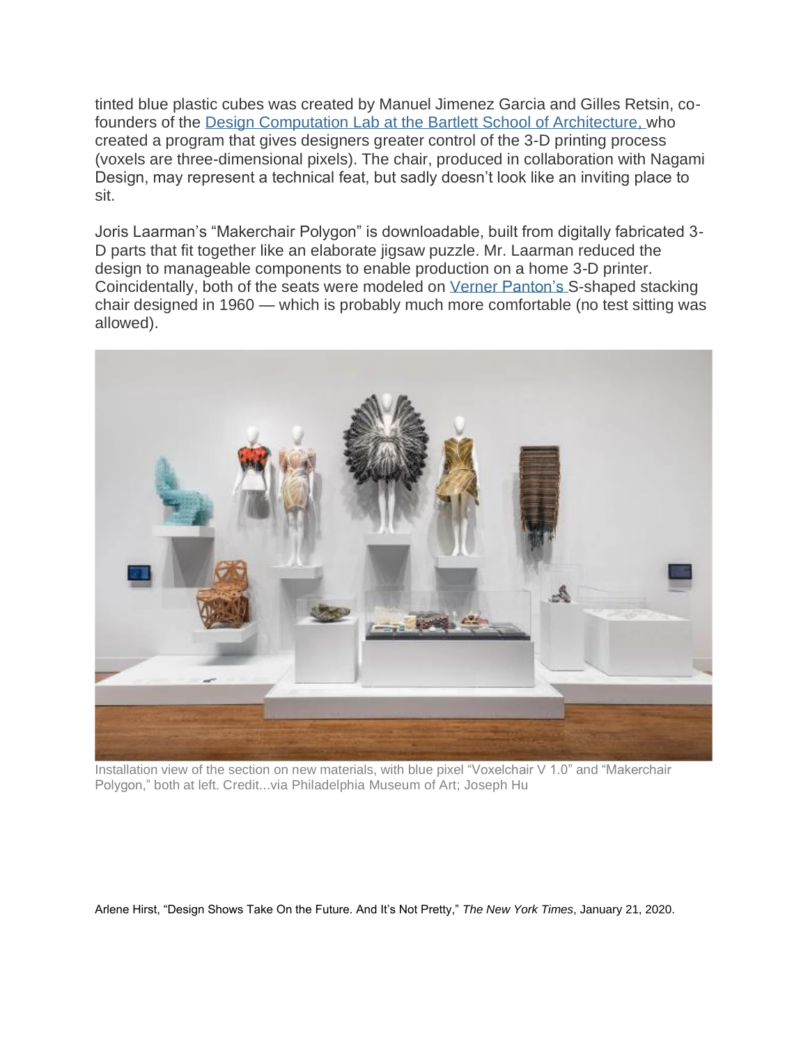tinted blue plastic cubes was created by Manuel Jimenez Garcia and Gilles Retsin, co-founders of the [Design Computation Lab at the Bartlett School of Architecture,](#) who created a program that gives designers greater control of the 3-D printing process (voxels are three-dimensional pixels). The chair, produced in collaboration with Nagami Design, may represent a technical feat, but sadly doesn't look like an inviting place to sit.

Joris Laarman's "Makerchair Polygon" is downloadable, built from digitally fabricated 3-D parts that fit together like an elaborate jigsaw puzzle. Mr. Laarman reduced the design to manageable components to enable production on a home 3-D printer. Coincidentally, both of the seats were modeled on [Verner Panton's](#) S-shaped stacking chair designed in 1960 — which is probably much more comfortable (no test sitting was allowed).

Installation view of the section on new materials, with blue pixel "Voxelchair V 1.0" and "Makerchair Polygon," both at left. Credit...via Philadelphia Museum of Art; Joseph Hu

Arlene Hirst, "Design Shows Take On the Future. And It's Not Pretty," *The New York Times*, January 21, 2020.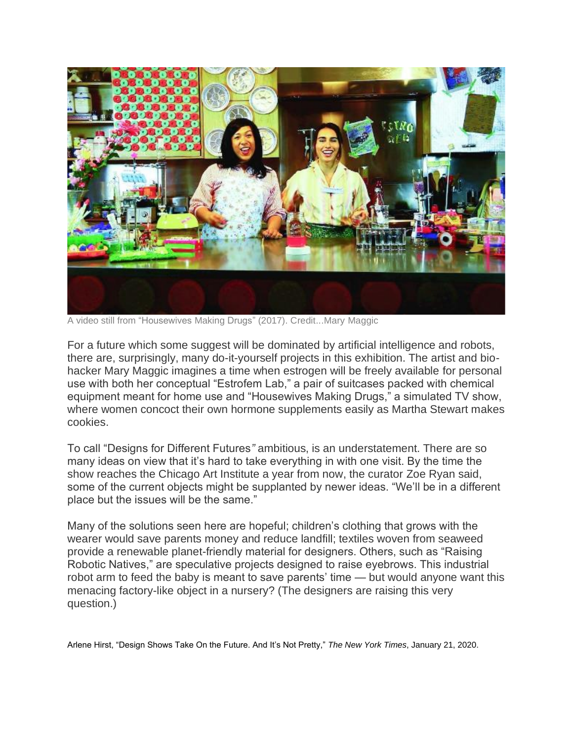A video still from "Housewives Making Drugs" (2017). Credit...Mary Maggic

For a future which some suggest will be dominated by artificial intelligence and robots, there are, surprisingly, many do-it-yourself projects in this exhibition. The artist and bio-hacker Mary Maggic imagines a time when estrogen will be freely available for personal use with both her conceptual "Estrofem Lab," a pair of suitcases packed with chemical equipment meant for home use and "Housewives Making Drugs," a simulated TV show, where women concoct their own hormone supplements easily as Martha Stewart makes cookies.

To call "Designs for Different Futures*"* ambitious, is an understatement. There are so many ideas on view that it's hard to take everything in with one visit. By the time the show reaches the Chicago Art Institute a year from now, the curator Zoe Ryan said, some of the current objects might be supplanted by newer ideas. "We'll be in a different place but the issues will be the same."

Many of the solutions seen here are hopeful; children's clothing that grows with the wearer would save parents money and reduce landfill; textiles woven from seaweed provide a renewable planet-friendly material for designers. Others, such as "Raising Robotic Natives," are speculative projects designed to raise eyebrows. This industrial robot arm to feed the baby is meant to save parents' time — but would anyone want this menacing factory-like object in a nursery? (The designers are raising this very question.)

Arlene Hirst, "Design Shows Take On the Future. And It's Not Pretty," *The New York Times*, January 21, 2020.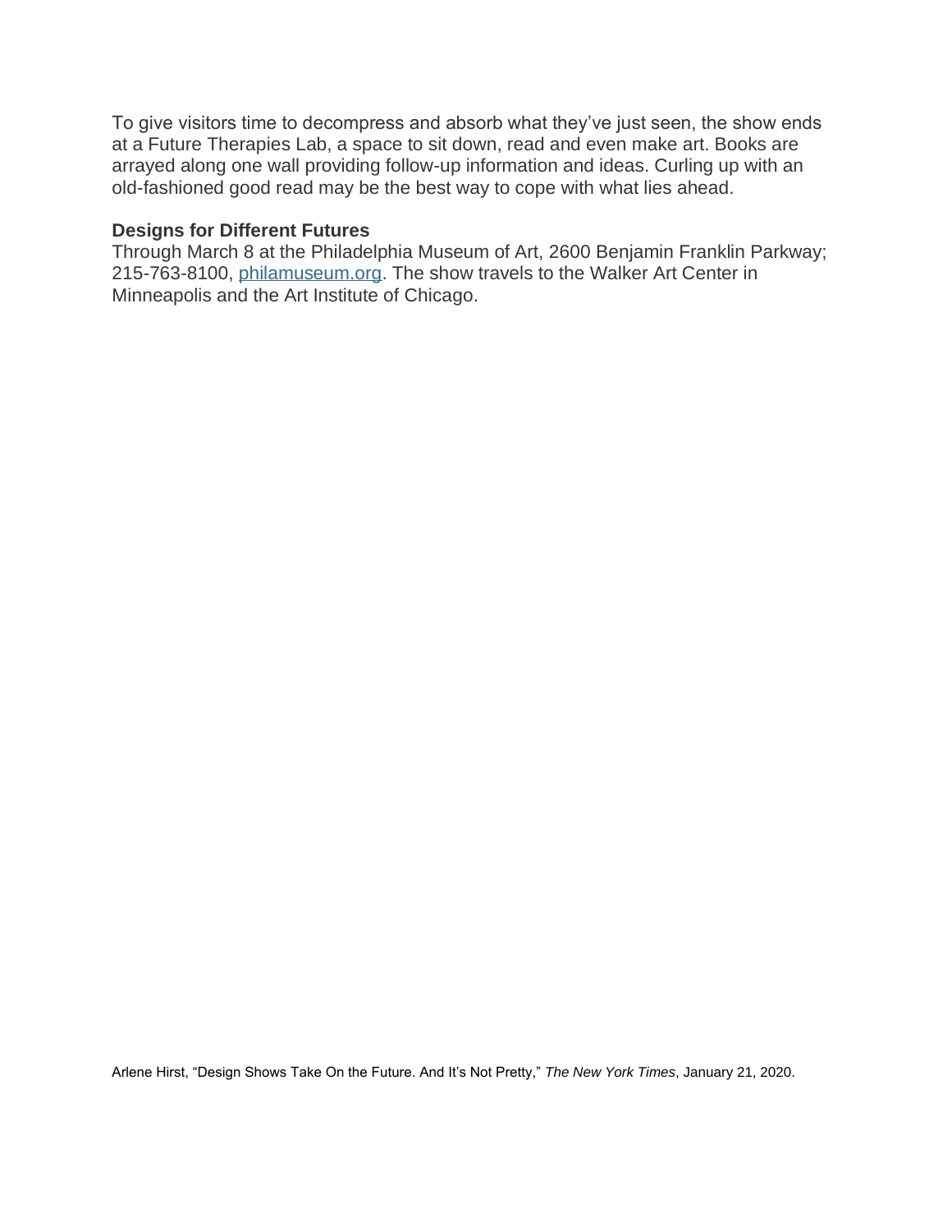To give visitors time to decompress and absorb what they've just seen, the show ends at a Future Therapies Lab, a space to sit down, read and even make art. Books are arrayed along one wall providing follow-up information and ideas. Curling up with an old-fashioned good read may be the best way to cope with what lies ahead.

**Designs for Different Futures**
Through March 8 at the Philadelphia Museum of Art, 2600 Benjamin Franklin Parkway; 215-763-8100, philamuseum.org. The show travels to the Walker Art Center in Minneapolis and the Art Institute of Chicago.

Arlene Hirst, "Design Shows Take On the Future. And It's Not Pretty," *The New York Times*, January 21, 2020.